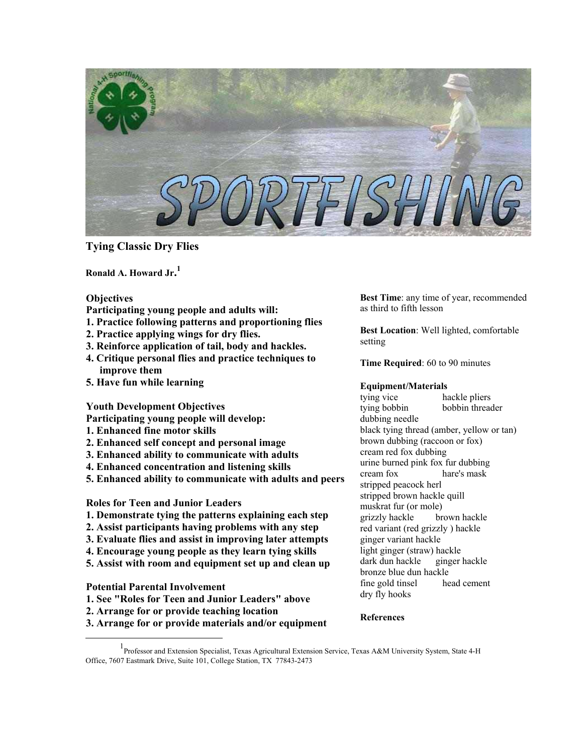# Tying Classic Dry Flies

**Ronald A. Howard Jr.**[1]

## Objectives

**Participating young people and adults will:**

1. **Practice following patterns and proportioning flies**
2. **Practice applying wings for dry flies.**
3. **Reinforce application of tail, body and hackles.**
4. **Critique personal flies and practice techniques to improve them**
5. **Have fun while learning**

## Youth Development Objectives

**Participating young people will develop:**

1. **Enhanced fine motor skills**
2. **Enhanced self concept and personal image**
3. **Enhanced ability to communicate with adults**
4. **Enhanced concentration and listening skills**
5. **Enhanced ability to communicate with adults and peers**

## Roles for Teen and Junior Leaders

1. **Demonstrate tying the patterns explaining each step**
2. **Assist participants having problems with any step**
3. **Evaluate flies and assist in improving later attempts**
4. **Encourage young people as they learn tying skills**
5. **Assist with room and equipment set up and clean up**

## Potential Parental Involvement

1. **See "Roles for Teen and Junior Leaders" above**
2. **Arrange for or provide teaching location**
3. **Arrange for or provide materials and/or equipment**

**Best Time**: any time of year, recommended as third to fifth lesson

**Best Location**: Well lighted, comfortable setting

**Time Required**: 60 to 90 minutes

**Equipment/Materials**

tying vice
hackle pliers
tying bobbin
bobbin threader
dubbing needle
black tying thread (amber, yellow or tan)
brown dubbing (raccoon or fox)
cream red fox dubbing
urine burned pink fox fur dubbing
cream fox
hare's mask
stripped peacock herl
stripped brown hackle quill
muskrat fur (or mole)
grizzly hackle
brown hackle
red variant (red grizzly ) hackle
ginger variant hackle
light ginger (straw) hackle
dark dun hackle
ginger hackle
bronze blue dun hackle
fine gold tinsel
head cement
dry fly hooks

**References**

---

[1] Professor and Extension Specialist, Texas Agricultural Extension Service, Texas A&M University System, State 4-H Office, 7607 Eastmark Drive, Suite 101, College Station, TX 77843-2473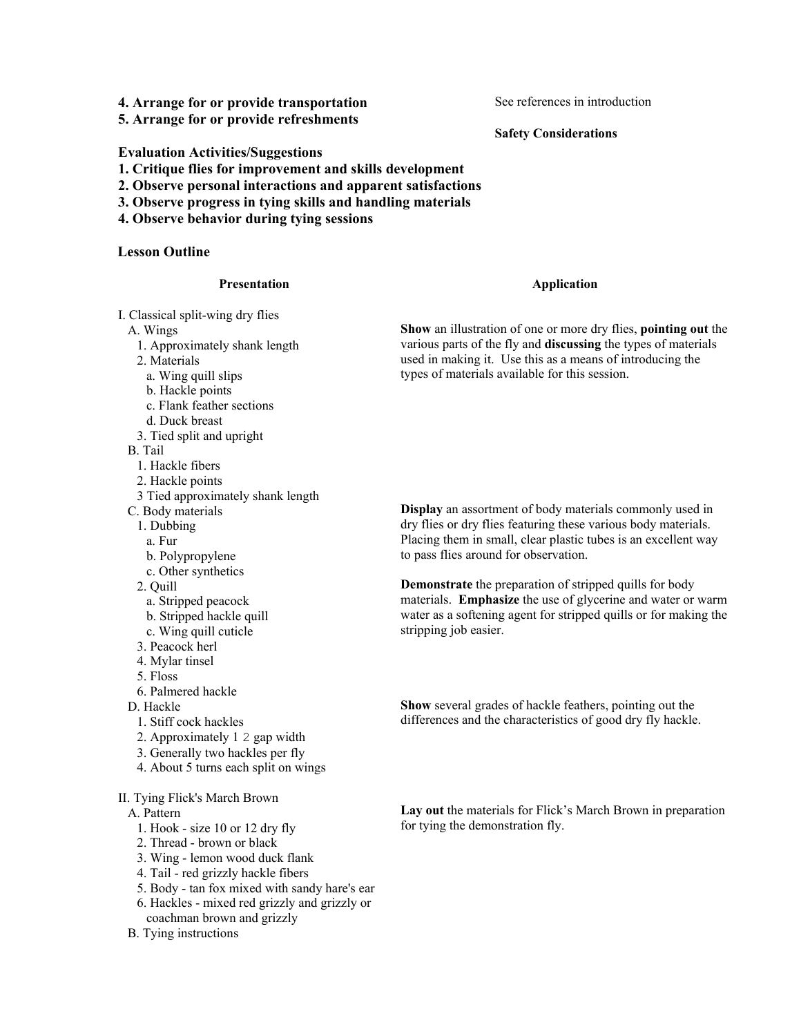**4. Arrange for or provide transportation**
**5. Arrange for or provide refreshments**

See references in introduction

**Safety Considerations**

**Evaluation Activities/Suggestions**
**1. Critique flies for improvement and skills development**
**2. Observe personal interactions and apparent satisfactions**
**3. Observe progress in tying skills and handling materials**
**4. Observe behavior during tying sessions**

**Lesson Outline**

| Presentation | Application |
|---|---|
| I. Classical split-wing dry flies<br>A. Wings<br>1. Approximately shank length<br>2. Materials<br>a. Wing quill slips<br>b. Hackle points<br>c. Flank feather sections<br>d. Duck breast<br>3. Tied split and upright<br>B. Tail<br>1. Hackle fibers<br>2. Hackle points<br>3 Tied approximately shank length | **Show** an illustration of one or more dry flies, **pointing out** the various parts of the fly and **discussing** the types of materials used in making it. Use this as a means of introducing the types of materials available for this session. |
| C. Body materials<br>1. Dubbing<br>a. Fur<br>b. Polypropylene<br>c. Other synthetics<br>2. Quill<br>a. Stripped peacock<br>b. Stripped hackle quill<br>c. Wing quill cuticle<br>3. Peacock herl<br>4. Mylar tinsel<br>5. Floss<br>6. Palmered hackle | **Display** an assortment of body materials commonly used in dry flies or dry flies featuring these various body materials. Placing them in small, clear plastic tubes is an excellent way to pass flies around for observation.<br><br>**Demonstrate** the preparation of stripped quills for body materials. **Emphasize** the use of glycerine and water or warm water as a softening agent for stripped quills or for making the stripping job easier. |
| D. Hackle<br>1. Stiff cock hackles<br>2. Approximately 1 2 gap width<br>3. Generally two hackles per fly<br>4. About 5 turns each split on wings | **Show** several grades of hackle feathers, pointing out the differences and the characteristics of good dry fly hackle. |
| II. Tying Flick's March Brown<br>A. Pattern<br>1. Hook - size 10 or 12 dry fly<br>2. Thread - brown or black<br>3. Wing - lemon wood duck flank<br>4. Tail - red grizzly hackle fibers<br>5. Body - tan fox mixed with sandy hare's ear<br>6. Hackles - mixed red grizzly and grizzly or coachman brown and grizzly<br>B. Tying instructions | **Lay out** the materials for Flick's March Brown in preparation for tying the demonstration fly. |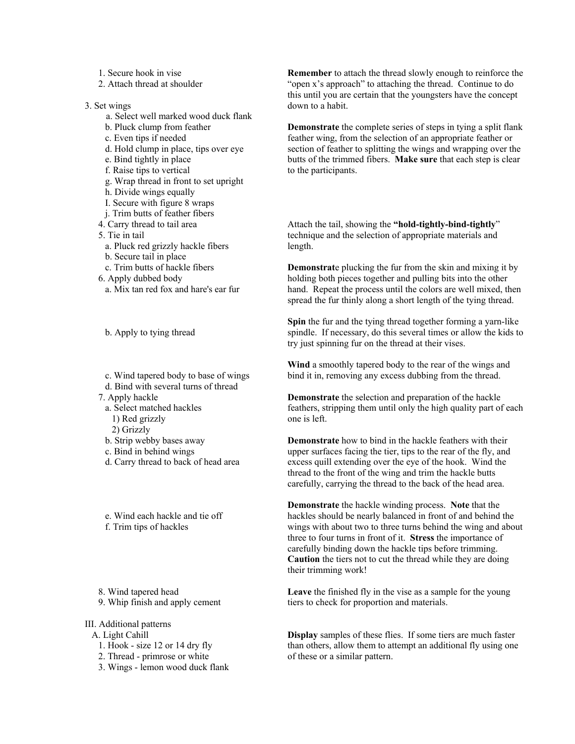1. Secure hook in vise
2. Attach thread at shoulder

**Remember** to attach the thread slowly enough to reinforce the "open x's approach" to attaching the thread. Continue to do this until you are certain that the youngsters have the concept down to a habit.

3. Set wings
   - a. Select well marked wood duck flank
   - b. Pluck clump from feather
   - c. Even tips if needed
   - d. Hold clump in place, tips over eye
   - e. Bind tightly in place
   - f. Raise tips to vertical
   - g. Wrap thread in front to set upright
   - h. Divide wings equally
   - I. Secure with figure 8 wraps
   - j. Trim butts of feather fibers

**Demonstrate** the complete series of steps in tying a split flank feather wing, from the selection of an appropriate feather or section of feather to splitting the wings and wrapping over the butts of the trimmed fibers. **Make sure** that each step is clear to the participants.

4. Carry thread to tail area
5. Tie in tail
   - a. Pluck red grizzly hackle fibers
   - b. Secure tail in place
   - c. Trim butts of hackle fibers

Attach the tail, showing the **"hold-tightly-bind-tightly"** technique and the selection of appropriate materials and length.

6. Apply dubbed body
   - a. Mix tan red fox and hare's ear fur

**Demonstrat**e plucking the fur from the skin and mixing it by holding both pieces together and pulling bits into the other hand. Repeat the process until the colors are well mixed, then spread the fur thinly along a short length of the tying thread.

   - b. Apply to tying thread

**Spin** the fur and the tying thread together forming a yarn-like spindle. If necessary, do this several times or allow the kids to try just spinning fur on the thread at their vises.

   - c. Wind tapered body to base of wings
   - d. Bind with several turns of thread

**Wind** a smoothly tapered body to the rear of the wings and bind it in, removing any excess dubbing from the thread.

7. Apply hackle
   - a. Select matched hackles
     - 1) Red grizzly
     - 2) Grizzly
   - b. Strip webby bases away

**Demonstrate** the selection and preparation of the hackle feathers, stripping them until only the high quality part of each one is left.

   - c. Bind in behind wings
   - d. Carry thread to back of head area

**Demonstrate** how to bind in the hackle feathers with their upper surfaces facing the tier, tips to the rear of the fly, and excess quill extending over the eye of the hook. Wind the thread to the front of the wing and trim the hackle butts carefully, carrying the thread to the back of the head area.

   - e. Wind each hackle and tie off
   - f. Trim tips of hackles

**Demonstrate** the hackle winding process. **Note** that the hackles should be nearly balanced in front of and behind the wings with about two to three turns behind the wing and about three to four turns in front of it. **Stress** the importance of carefully binding down the hackle tips before trimming. **Caution** the tiers not to cut the thread while they are doing their trimming work!

8. Wind tapered head
9. Whip finish and apply cement

**Leave** the finished fly in the vise as a sample for the young tiers to check for proportion and materials.

III. Additional patterns

A. Light Cahill
1. Hook - size 12 or 14 dry fly
2. Thread - primrose or white
3. Wings - lemon wood duck flank

**Display** samples of these flies. If some tiers are much faster than others, allow them to attempt an additional fly using one of these or a similar pattern.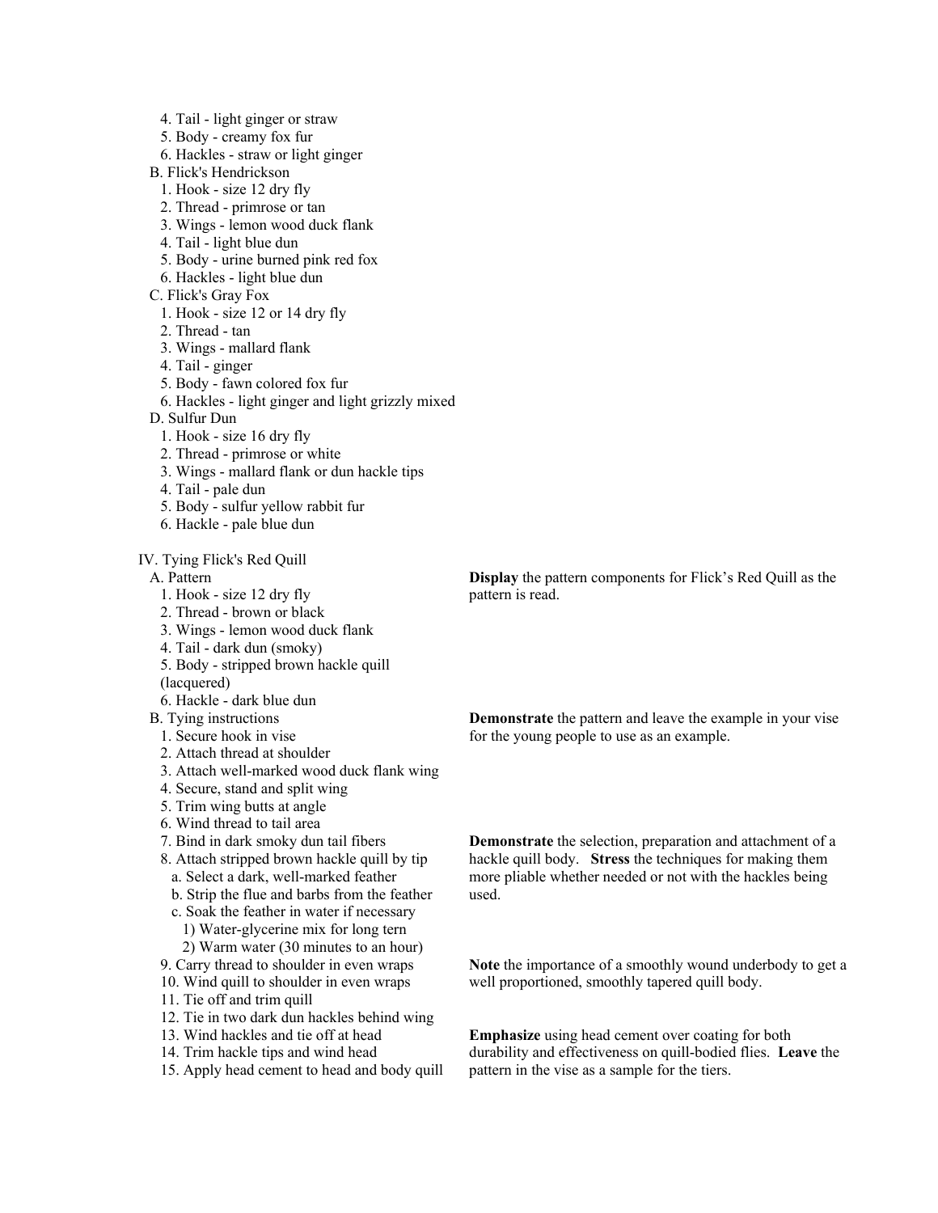4. Tail - light ginger or straw
5. Body - creamy fox fur
6. Hackles - straw or light ginger

B. Flick's Hendrickson
1. Hook - size 12 dry fly
2. Thread - primrose or tan
3. Wings - lemon wood duck flank
4. Tail - light blue dun
5. Body - urine burned pink red fox
6. Hackles - light blue dun

C. Flick's Gray Fox
1. Hook - size 12 or 14 dry fly
2. Thread - tan
3. Wings - mallard flank
4. Tail - ginger
5. Body - fawn colored fox fur
6. Hackles - light ginger and light grizzly mixed

D. Sulfur Dun
1. Hook - size 16 dry fly
2. Thread - primrose or white
3. Wings - mallard flank or dun hackle tips
4. Tail - pale dun
5. Body - sulfur yellow rabbit fur
6. Hackle - pale blue dun

IV. Tying Flick's Red Quill

A. Pattern

**Display** the pattern components for Flick's Red Quill as the pattern is read.

1. Hook - size 12 dry fly
2. Thread - brown or black
3. Wings - lemon wood duck flank
4. Tail - dark dun (smoky)
5. Body - stripped brown hackle quill (lacquered)
6. Hackle - dark blue dun

B. Tying instructions

**Demonstrate** the pattern and leave the example in your vise for the young people to use as an example.

1. Secure hook in vise
2. Attach thread at shoulder
3. Attach well-marked wood duck flank wing
4. Secure, stand and split wing
5. Trim wing butts at angle
6. Wind thread to tail area
7. Bind in dark smoky dun tail fibers
8. Attach stripped brown hackle quill by tip
   a. Select a dark, well-marked feather
   b. Strip the flue and barbs from the feather
   c. Soak the feather in water if necessary
      1) Water-glycerine mix for long tern
      2) Warm water (30 minutes to an hour)

**Demonstrate** the selection, preparation and attachment of a hackle quill body. **Stress** the techniques for making them more pliable whether needed or not with the hackles being used.

9. Carry thread to shoulder in even wraps
10. Wind quill to shoulder in even wraps
11. Tie off and trim quill
12. Tie in two dark dun hackles behind wing

**Note** the importance of a smoothly wound underbody to get a well proportioned, smoothly tapered quill body.

13. Wind hackles and tie off at head
14. Trim hackle tips and wind head
15. Apply head cement to head and body quill

**Emphasize** using head cement over coating for both durability and effectiveness on quill-bodied flies. **Leave** the pattern in the vise as a sample for the tiers.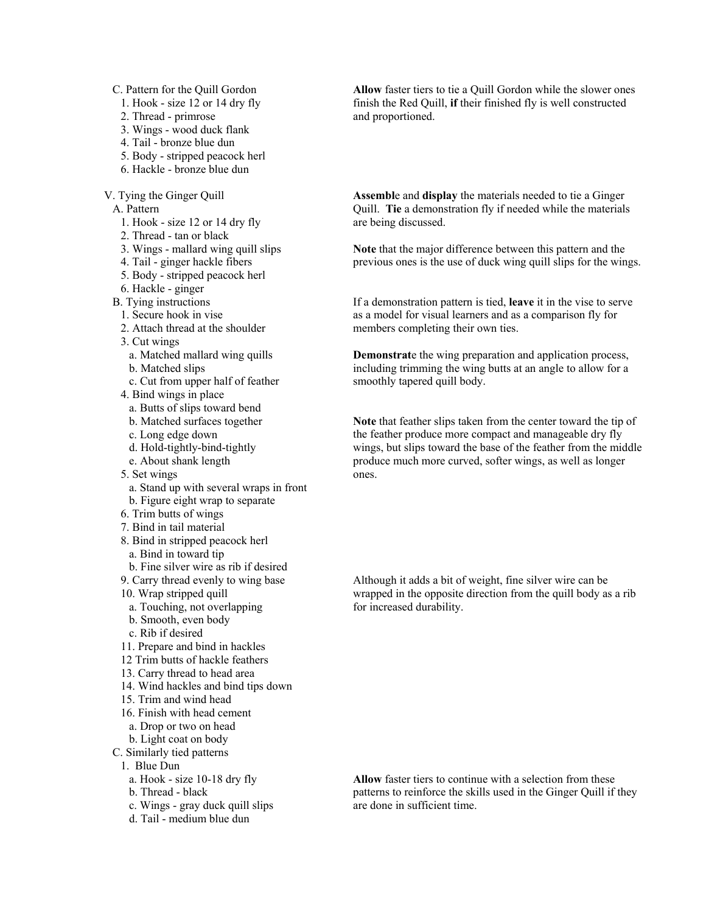C. Pattern for the Quill Gordon
   1. Hook - size 12 or 14 dry fly
   2. Thread - primrose
   3. Wings - wood duck flank
   4. Tail - bronze blue dun
   5. Body - stripped peacock herl
   6. Hackle - bronze blue dun

**Allow** faster tiers to tie a Quill Gordon while the slower ones finish the Red Quill, **if** their finished fly is well constructed and proportioned.

V. Tying the Ginger Quill
   A. Pattern
      1. Hook - size 12 or 14 dry fly
      2. Thread - tan or black
      3. Wings - mallard wing quill slips
      4. Tail - ginger hackle fibers
      5. Body - stripped peacock herl
      6. Hackle - ginger

**Assembl**e and **display** the materials needed to tie a Ginger Quill. **Tie** a demonstration fly if needed while the materials are being discussed.

**Note** that the major difference between this pattern and the previous ones is the use of duck wing quill slips for the wings.

   B. Tying instructions
      1. Secure hook in vise
      2. Attach thread at the shoulder
      3. Cut wings
         a. Matched mallard wing quills
         b. Matched slips
         c. Cut from upper half of feather
      4. Bind wings in place
         a. Butts of slips toward bend
         b. Matched surfaces together
         c. Long edge down
         d. Hold-tightly-bind-tightly
         e. About shank length
      5. Set wings
         a. Stand up with several wraps in front
         b. Figure eight wrap to separate
      6. Trim butts of wings
      7. Bind in tail material
      8. Bind in stripped peacock herl
         a. Bind in toward tip
         b. Fine silver wire as rib if desired
      9. Carry thread evenly to wing base
      10. Wrap stripped quill
         a. Touching, not overlapping
         b. Smooth, even body
         c. Rib if desired
      11. Prepare and bind in hackles
      12 Trim butts of hackle feathers
      13. Carry thread to head area
      14. Wind hackles and bind tips down
      15. Trim and wind head
      16. Finish with head cement
         a. Drop or two on head
         b. Light coat on body

If a demonstration pattern is tied, **leave** it in the vise to serve as a model for visual learners and as a comparison fly for members completing their own ties.

**Demonstrat**e the wing preparation and application process, including trimming the wing butts at an angle to allow for a smoothly tapered quill body.

**Note** that feather slips taken from the center toward the tip of the feather produce more compact and manageable dry fly wings, but slips toward the base of the feather from the middle produce much more curved, softer wings, as well as longer ones.

Although it adds a bit of weight, fine silver wire can be wrapped in the opposite direction from the quill body as a rib for increased durability.

   C. Similarly tied patterns
      1. Blue Dun
         a. Hook - size 10-18 dry fly
         b. Thread - black
         c. Wings - gray duck quill slips
         d. Tail - medium blue dun

**Allow** faster tiers to continue with a selection from these patterns to reinforce the skills used in the Ginger Quill if they are done in sufficient time.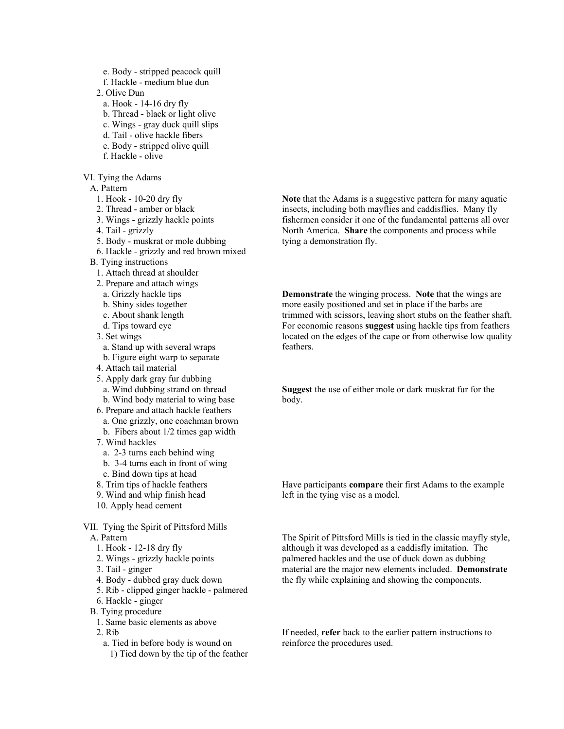e. Body - stripped peacock quill
   f. Hackle - medium blue dun
  2. Olive Dun
   a. Hook - 14-16 dry fly
   b. Thread - black or light olive
   c. Wings - gray duck quill slips
   d. Tail - olive hackle fibers
   e. Body - stripped olive quill
   f. Hackle - olive

VI. Tying the Adams
 A. Pattern
  1. Hook - 10-20 dry fly
  2. Thread - amber or black
  3. Wings - grizzly hackle points
  4. Tail - grizzly
  5. Body - muskrat or mole dubbing
  6. Hackle - grizzly and red brown mixed

**Note** that the Adams is a suggestive pattern for many aquatic insects, including both mayflies and caddisflies. Many fly fishermen consider it one of the fundamental patterns all over North America. **Share** the components and process while tying a demonstration fly.

 B. Tying instructions
  1. Attach thread at shoulder
  2. Prepare and attach wings
   a. Grizzly hackle tips
   b. Shiny sides together
   c. About shank length
   d. Tips toward eye
  3. Set wings
   a. Stand up with several wraps
   b. Figure eight warp to separate

**Demonstrate** the winging process. **Note** that the wings are more easily positioned and set in place if the barbs are trimmed with scissors, leaving short stubs on the feather shaft. For economic reasons **suggest** using hackle tips from feathers located on the edges of the cape or from otherwise low quality feathers.

  4. Attach tail material
  5. Apply dark gray fur dubbing
   a. Wind dubbing strand on thread
   b. Wind body material to wing base

**Suggest** the use of either mole or dark muskrat fur for the body.

  6. Prepare and attach hackle feathers
   a. One grizzly, one coachman brown
   b. Fibers about 1/2 times gap width
  7. Wind hackles
   a. 2-3 turns each behind wing
   b. 3-4 turns each in front of wing
   c. Bind down tips at head
  8. Trim tips of hackle feathers
  9. Wind and whip finish head
  10. Apply head cement

Have participants **compare** their first Adams to the example left in the tying vise as a model.

VII. Tying the Spirit of Pittsford Mills
 A. Pattern
  1. Hook - 12-18 dry fly
  2. Wings - grizzly hackle points
  3. Tail - ginger
  4. Body - dubbed gray duck down
  5. Rib - clipped ginger hackle - palmered
  6. Hackle - ginger

The Spirit of Pittsford Mills is tied in the classic mayfly style, although it was developed as a caddisfly imitation. The palmered hackles and the use of duck down as dubbing material are the major new elements included. **Demonstrate** the fly while explaining and showing the components.

 B. Tying procedure
  1. Same basic elements as above
  2. Rib
   a. Tied in before body is wound on
    1) Tied down by the tip of the feather

If needed, **refer** back to the earlier pattern instructions to reinforce the procedures used.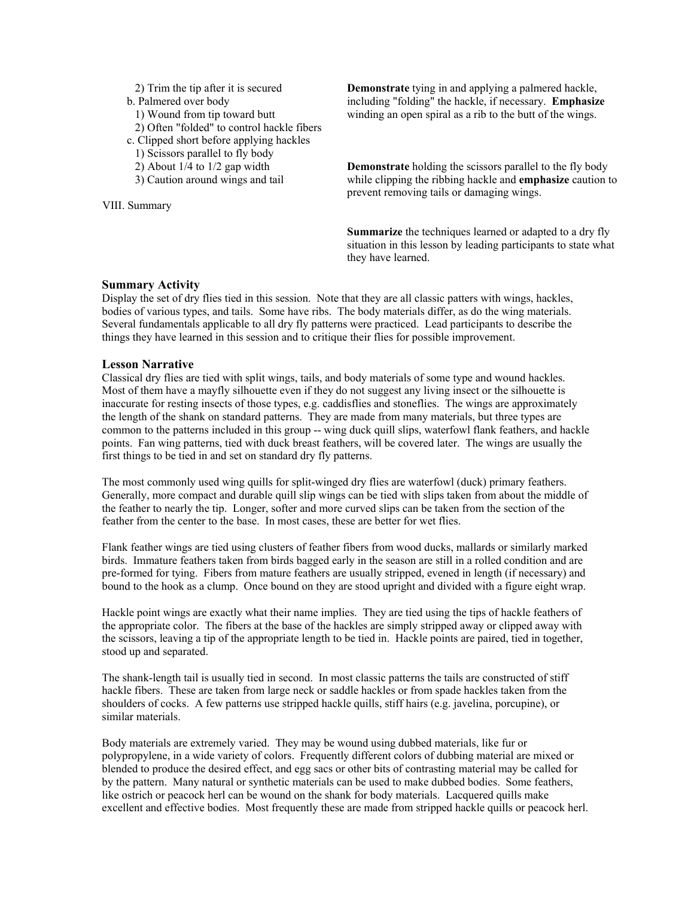2) Trim the tip after it is secured

b. Palmered over body

1) Wound from tip toward butt

2) Often "folded" to control hackle fibers

c. Clipped short before applying hackles

1) Scissors parallel to fly body

2) About 1/4 to 1/2 gap width

3) Caution around wings and tail

**Demonstrate** tying in and applying a palmered hackle, including "folding" the hackle, if necessary. **Emphasize** winding an open spiral as a rib to the butt of the wings.

**Demonstrate** holding the scissors parallel to the fly body while clipping the ribbing hackle and **emphasize** caution to prevent removing tails or damaging wings.

VIII. Summary

**Summarize** the techniques learned or adapted to a dry fly situation in this lesson by leading participants to state what they have learned.

### Summary Activity

Display the set of dry flies tied in this session. Note that they are all classic patters with wings, hackles, bodies of various types, and tails. Some have ribs. The body materials differ, as do the wing materials. Several fundamentals applicable to all dry fly patterns were practiced. Lead participants to describe the things they have learned in this session and to critique their flies for possible improvement.

### Lesson Narrative

Classical dry flies are tied with split wings, tails, and body materials of some type and wound hackles. Most of them have a mayfly silhouette even if they do not suggest any living insect or the silhouette is inaccurate for resting insects of those types, e.g. caddisflies and stoneflies. The wings are approximately the length of the shank on standard patterns. They are made from many materials, but three types are common to the patterns included in this group -- wing duck quill slips, waterfowl flank feathers, and hackle points. Fan wing patterns, tied with duck breast feathers, will be covered later. The wings are usually the first things to be tied in and set on standard dry fly patterns.

The most commonly used wing quills for split-winged dry flies are waterfowl (duck) primary feathers. Generally, more compact and durable quill slip wings can be tied with slips taken from about the middle of the feather to nearly the tip. Longer, softer and more curved slips can be taken from the section of the feather from the center to the base. In most cases, these are better for wet flies.

Flank feather wings are tied using clusters of feather fibers from wood ducks, mallards or similarly marked birds. Immature feathers taken from birds bagged early in the season are still in a rolled condition and are pre-formed for tying. Fibers from mature feathers are usually stripped, evened in length (if necessary) and bound to the hook as a clump. Once bound on they are stood upright and divided with a figure eight wrap.

Hackle point wings are exactly what their name implies. They are tied using the tips of hackle feathers of the appropriate color. The fibers at the base of the hackles are simply stripped away or clipped away with the scissors, leaving a tip of the appropriate length to be tied in. Hackle points are paired, tied in together, stood up and separated.

The shank-length tail is usually tied in second. In most classic patterns the tails are constructed of stiff hackle fibers. These are taken from large neck or saddle hackles or from spade hackles taken from the shoulders of cocks. A few patterns use stripped hackle quills, stiff hairs (e.g. javelina, porcupine), or similar materials.

Body materials are extremely varied. They may be wound using dubbed materials, like fur or polypropylene, in a wide variety of colors. Frequently different colors of dubbing material are mixed or blended to produce the desired effect, and egg sacs or other bits of contrasting material may be called for by the pattern. Many natural or synthetic materials can be used to make dubbed bodies. Some feathers, like ostrich or peacock herl can be wound on the shank for body materials. Lacquered quills make excellent and effective bodies. Most frequently these are made from stripped hackle quills or peacock herl.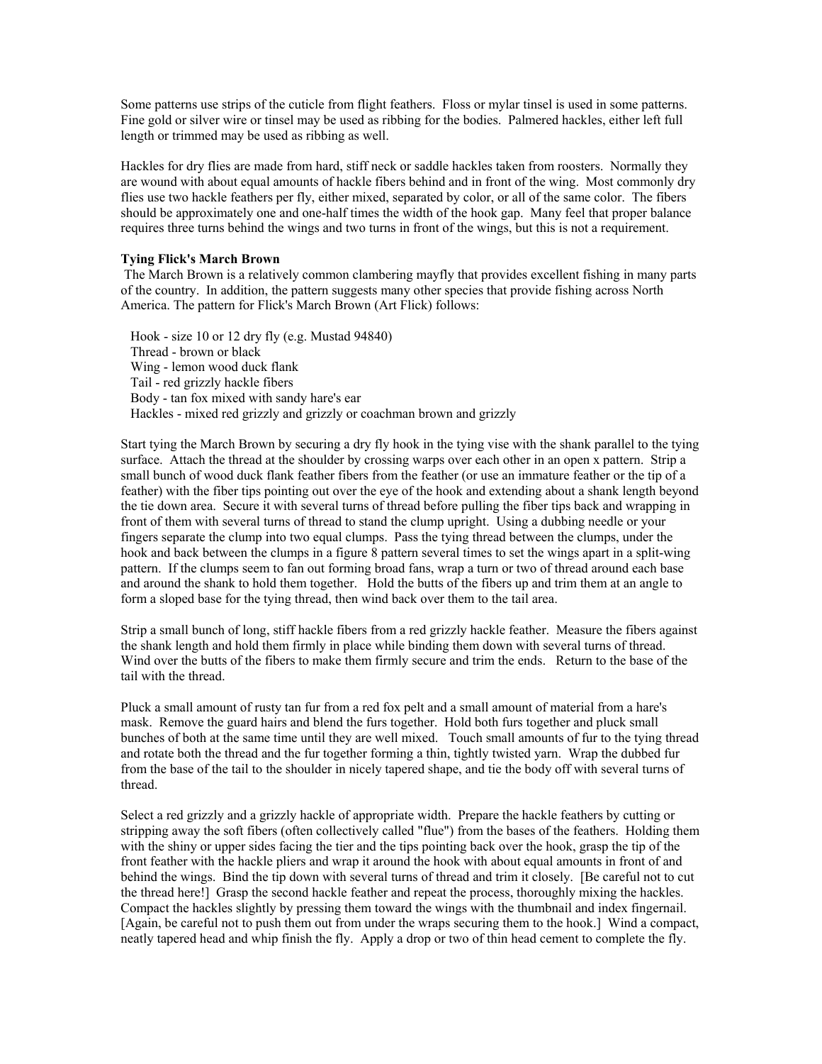Some patterns use strips of the cuticle from flight feathers. Floss or mylar tinsel is used in some patterns. Fine gold or silver wire or tinsel may be used as ribbing for the bodies. Palmered hackles, either left full length or trimmed may be used as ribbing as well.

Hackles for dry flies are made from hard, stiff neck or saddle hackles taken from roosters. Normally they are wound with about equal amounts of hackle fibers behind and in front of the wing. Most commonly dry flies use two hackle feathers per fly, either mixed, separated by color, or all of the same color. The fibers should be approximately one and one-half times the width of the hook gap. Many feel that proper balance requires three turns behind the wings and two turns in front of the wings, but this is not a requirement.

**Tying Flick's March Brown**

The March Brown is a relatively common clambering mayfly that provides excellent fishing in many parts of the country. In addition, the pattern suggests many other species that provide fishing across North America. The pattern for Flick's March Brown (Art Flick) follows:

Hook - size 10 or 12 dry fly (e.g. Mustad 94840)
Thread - brown or black
Wing - lemon wood duck flank
Tail - red grizzly hackle fibers
Body - tan fox mixed with sandy hare's ear
Hackles - mixed red grizzly and grizzly or coachman brown and grizzly

Start tying the March Brown by securing a dry fly hook in the tying vise with the shank parallel to the tying surface. Attach the thread at the shoulder by crossing warps over each other in an open x pattern. Strip a small bunch of wood duck flank feather fibers from the feather (or use an immature feather or the tip of a feather) with the fiber tips pointing out over the eye of the hook and extending about a shank length beyond the tie down area. Secure it with several turns of thread before pulling the fiber tips back and wrapping in front of them with several turns of thread to stand the clump upright. Using a dubbing needle or your fingers separate the clump into two equal clumps. Pass the tying thread between the clumps, under the hook and back between the clumps in a figure 8 pattern several times to set the wings apart in a split-wing pattern. If the clumps seem to fan out forming broad fans, wrap a turn or two of thread around each base and around the shank to hold them together. Hold the butts of the fibers up and trim them at an angle to form a sloped base for the tying thread, then wind back over them to the tail area.

Strip a small bunch of long, stiff hackle fibers from a red grizzly hackle feather. Measure the fibers against the shank length and hold them firmly in place while binding them down with several turns of thread. Wind over the butts of the fibers to make them firmly secure and trim the ends. Return to the base of the tail with the thread.

Pluck a small amount of rusty tan fur from a red fox pelt and a small amount of material from a hare's mask. Remove the guard hairs and blend the furs together. Hold both furs together and pluck small bunches of both at the same time until they are well mixed. Touch small amounts of fur to the tying thread and rotate both the thread and the fur together forming a thin, tightly twisted yarn. Wrap the dubbed fur from the base of the tail to the shoulder in nicely tapered shape, and tie the body off with several turns of thread.

Select a red grizzly and a grizzly hackle of appropriate width. Prepare the hackle feathers by cutting or stripping away the soft fibers (often collectively called "flue") from the bases of the feathers. Holding them with the shiny or upper sides facing the tier and the tips pointing back over the hook, grasp the tip of the front feather with the hackle pliers and wrap it around the hook with about equal amounts in front of and behind the wings. Bind the tip down with several turns of thread and trim it closely. [Be careful not to cut the thread here!] Grasp the second hackle feather and repeat the process, thoroughly mixing the hackles. Compact the hackles slightly by pressing them toward the wings with the thumbnail and index fingernail. [Again, be careful not to push them out from under the wraps securing them to the hook.] Wind a compact, neatly tapered head and whip finish the fly. Apply a drop or two of thin head cement to complete the fly.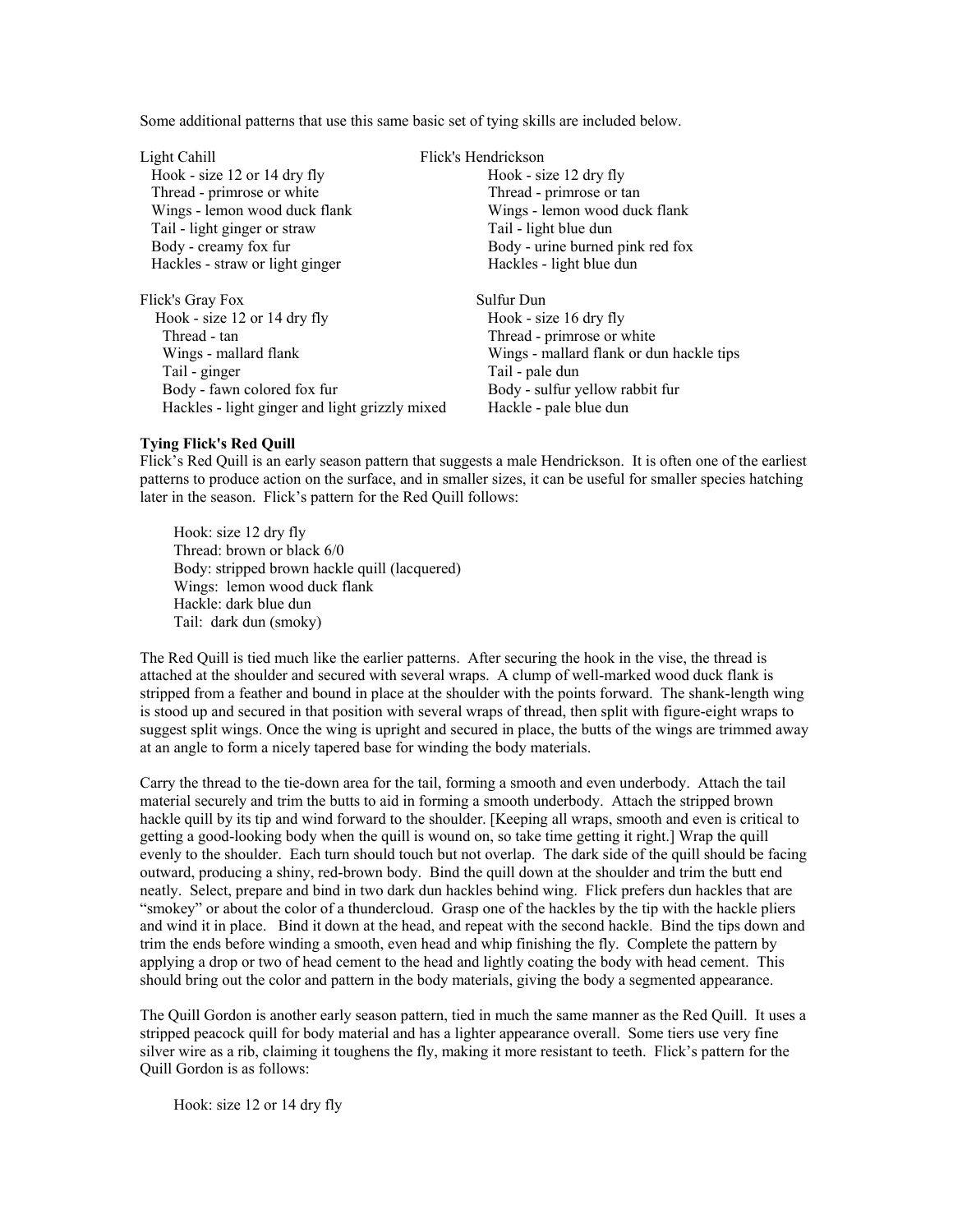Some additional patterns that use this same basic set of tying skills are included below.

Light Cahill
- Hook - size 12 or 14 dry fly
- Thread - primrose or white
- Wings - lemon wood duck flank
- Tail - light ginger or straw
- Body - creamy fox fur
- Hackles - straw or light ginger

Flick's Hendrickson
- Hook - size 12 dry fly
- Thread - primrose or tan
- Wings - lemon wood duck flank
- Tail - light blue dun
- Body - urine burned pink red fox
- Hackles - light blue dun

Flick's Gray Fox
- Hook - size 12 or 14 dry fly
- Thread - tan
- Wings - mallard flank
- Tail - ginger
- Body - fawn colored fox fur
- Hackles - light ginger and light grizzly mixed

Sulfur Dun
- Hook - size 16 dry fly
- Thread - primrose or white
- Wings - mallard flank or dun hackle tips
- Tail - pale dun
- Body - sulfur yellow rabbit fur
- Hackle - pale blue dun

**Tying Flick's Red Quill**

Flick's Red Quill is an early season pattern that suggests a male Hendrickson. It is often one of the earliest patterns to produce action on the surface, and in smaller sizes, it can be useful for smaller species hatching later in the season. Flick's pattern for the Red Quill follows:

Hook: size 12 dry fly
Thread: brown or black 6/0
Body: stripped brown hackle quill (lacquered)
Wings: lemon wood duck flank
Hackle: dark blue dun
Tail: dark dun (smoky)

The Red Quill is tied much like the earlier patterns. After securing the hook in the vise, the thread is attached at the shoulder and secured with several wraps. A clump of well-marked wood duck flank is stripped from a feather and bound in place at the shoulder with the points forward. The shank-length wing is stood up and secured in that position with several wraps of thread, then split with figure-eight wraps to suggest split wings. Once the wing is upright and secured in place, the butts of the wings are trimmed away at an angle to form a nicely tapered base for winding the body materials.

Carry the thread to the tie-down area for the tail, forming a smooth and even underbody. Attach the tail material securely and trim the butts to aid in forming a smooth underbody. Attach the stripped brown hackle quill by its tip and wind forward to the shoulder. [Keeping all wraps, smooth and even is critical to getting a good-looking body when the quill is wound on, so take time getting it right.] Wrap the quill evenly to the shoulder. Each turn should touch but not overlap. The dark side of the quill should be facing outward, producing a shiny, red-brown body. Bind the quill down at the shoulder and trim the butt end neatly. Select, prepare and bind in two dark dun hackles behind wing. Flick prefers dun hackles that are "smokey" or about the color of a thundercloud. Grasp one of the hackles by the tip with the hackle pliers and wind it in place. Bind it down at the head, and repeat with the second hackle. Bind the tips down and trim the ends before winding a smooth, even head and whip finishing the fly. Complete the pattern by applying a drop or two of head cement to the head and lightly coating the body with head cement. This should bring out the color and pattern in the body materials, giving the body a segmented appearance.

The Quill Gordon is another early season pattern, tied in much the same manner as the Red Quill. It uses a stripped peacock quill for body material and has a lighter appearance overall. Some tiers use very fine silver wire as a rib, claiming it toughens the fly, making it more resistant to teeth. Flick's pattern for the Quill Gordon is as follows:

Hook: size 12 or 14 dry fly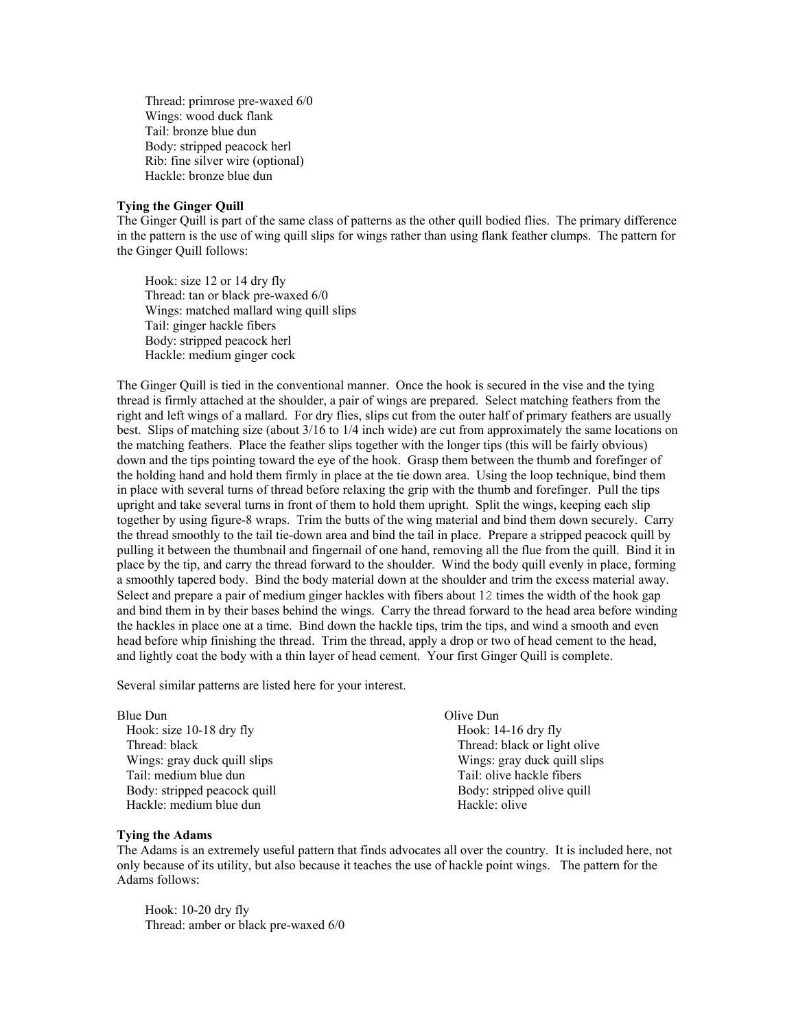Thread: primrose pre-waxed 6/0
Wings: wood duck flank
Tail: bronze blue dun
Body: stripped peacock herl
Rib: fine silver wire (optional)
Hackle: bronze blue dun

**Tying the Ginger Quill**

The Ginger Quill is part of the same class of patterns as the other quill bodied flies. The primary difference in the pattern is the use of wing quill slips for wings rather than using flank feather clumps. The pattern for the Ginger Quill follows:

Hook: size 12 or 14 dry fly
Thread: tan or black pre-waxed 6/0
Wings: matched mallard wing quill slips
Tail: ginger hackle fibers
Body: stripped peacock herl
Hackle: medium ginger cock

The Ginger Quill is tied in the conventional manner. Once the hook is secured in the vise and the tying thread is firmly attached at the shoulder, a pair of wings are prepared. Select matching feathers from the right and left wings of a mallard. For dry flies, slips cut from the outer half of primary feathers are usually best. Slips of matching size (about 3/16 to 1/4 inch wide) are cut from approximately the same locations on the matching feathers. Place the feather slips together with the longer tips (this will be fairly obvious) down and the tips pointing toward the eye of the hook. Grasp them between the thumb and forefinger of the holding hand and hold them firmly in place at the tie down area. Using the loop technique, bind them in place with several turns of thread before relaxing the grip with the thumb and forefinger. Pull the tips upright and take several turns in front of them to hold them upright. Split the wings, keeping each slip together by using figure-8 wraps. Trim the butts of the wing material and bind them down securely. Carry the thread smoothly to the tail tie-down area and bind the tail in place. Prepare a stripped peacock quill by pulling it between the thumbnail and fingernail of one hand, removing all the flue from the quill. Bind it in place by the tip, and carry the thread forward to the shoulder. Wind the body quill evenly in place, forming a smoothly tapered body. Bind the body material down at the shoulder and trim the excess material away. Select and prepare a pair of medium ginger hackles with fibers about 12 times the width of the hook gap and bind them in by their bases behind the wings. Carry the thread forward to the head area before winding the hackles in place one at a time. Bind down the hackle tips, trim the tips, and wind a smooth and even head before whip finishing the thread. Trim the thread, apply a drop or two of head cement to the head, and lightly coat the body with a thin layer of head cement. Your first Ginger Quill is complete.

Several similar patterns are listed here for your interest.

Blue Dun
Hook: size 10-18 dry fly
Thread: black
Wings: gray duck quill slips
Tail: medium blue dun
Body: stripped peacock quill
Hackle: medium blue dun

Olive Dun
Hook: 14-16 dry fly
Thread: black or light olive
Wings: gray duck quill slips
Tail: olive hackle fibers
Body: stripped olive quill
Hackle: olive

**Tying the Adams**

The Adams is an extremely useful pattern that finds advocates all over the country. It is included here, not only because of its utility, but also because it teaches the use of hackle point wings. The pattern for the Adams follows:

Hook: 10-20 dry fly
Thread: amber or black pre-waxed 6/0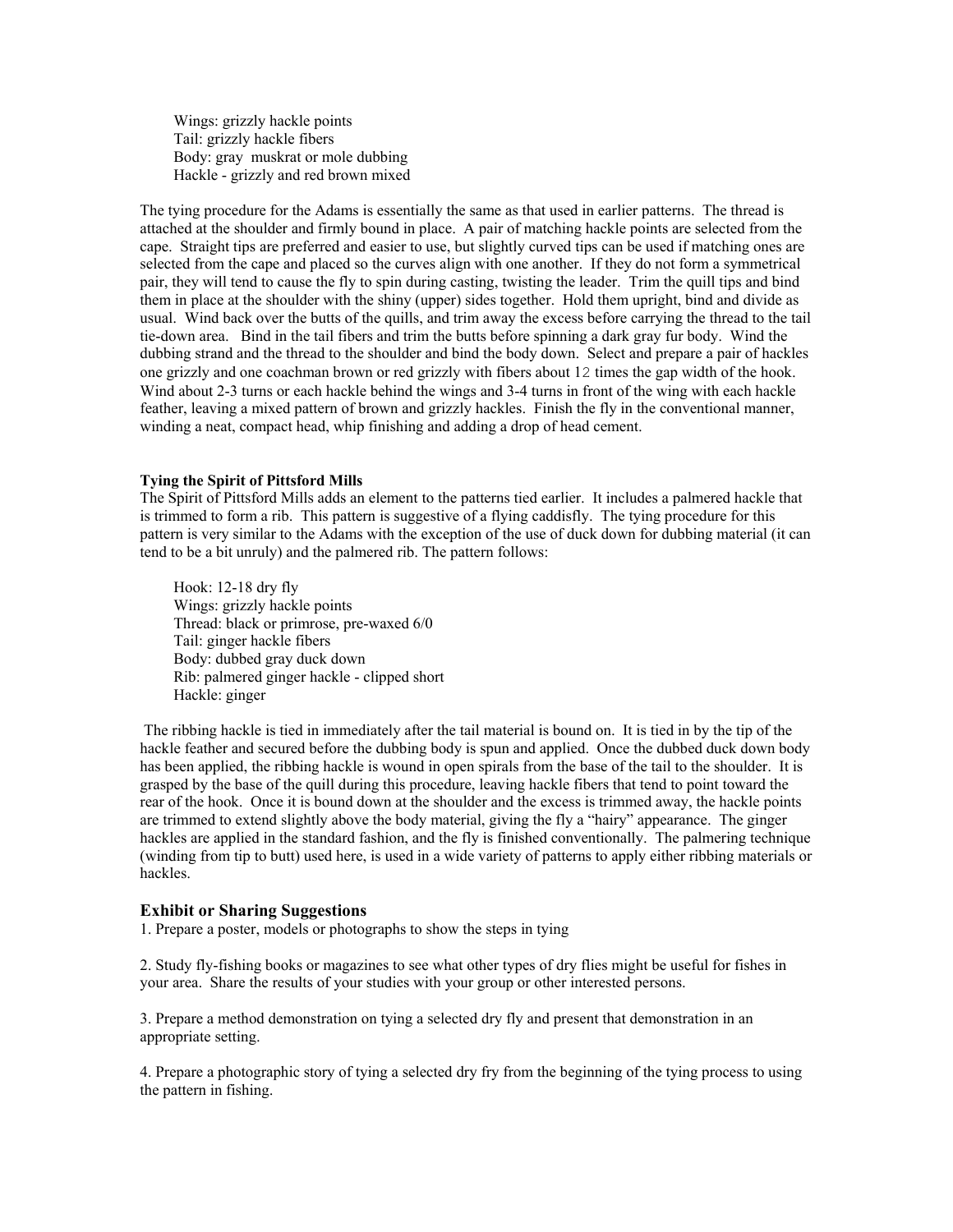Wings: grizzly hackle points
Tail: grizzly hackle fibers
Body: gray muskrat or mole dubbing
Hackle - grizzly and red brown mixed

The tying procedure for the Adams is essentially the same as that used in earlier patterns. The thread is attached at the shoulder and firmly bound in place. A pair of matching hackle points are selected from the cape. Straight tips are preferred and easier to use, but slightly curved tips can be used if matching ones are selected from the cape and placed so the curves align with one another. If they do not form a symmetrical pair, they will tend to cause the fly to spin during casting, twisting the leader. Trim the quill tips and bind them in place at the shoulder with the shiny (upper) sides together. Hold them upright, bind and divide as usual. Wind back over the butts of the quills, and trim away the excess before carrying the thread to the tail tie-down area. Bind in the tail fibers and trim the butts before spinning a dark gray fur body. Wind the dubbing strand and the thread to the shoulder and bind the body down. Select and prepare a pair of hackles one grizzly and one coachman brown or red grizzly with fibers about 12 times the gap width of the hook. Wind about 2-3 turns or each hackle behind the wings and 3-4 turns in front of the wing with each hackle feather, leaving a mixed pattern of brown and grizzly hackles. Finish the fly in the conventional manner, winding a neat, compact head, whip finishing and adding a drop of head cement.

**Tying the Spirit of Pittsford Mills**

The Spirit of Pittsford Mills adds an element to the patterns tied earlier. It includes a palmered hackle that is trimmed to form a rib. This pattern is suggestive of a flying caddisfly. The tying procedure for this pattern is very similar to the Adams with the exception of the use of duck down for dubbing material (it can tend to be a bit unruly) and the palmered rib. The pattern follows:

Hook: 12-18 dry fly
Wings: grizzly hackle points
Thread: black or primrose, pre-waxed 6/0
Tail: ginger hackle fibers
Body: dubbed gray duck down
Rib: palmered ginger hackle - clipped short
Hackle: ginger

The ribbing hackle is tied in immediately after the tail material is bound on. It is tied in by the tip of the hackle feather and secured before the dubbing body is spun and applied. Once the dubbed duck down body has been applied, the ribbing hackle is wound in open spirals from the base of the tail to the shoulder. It is grasped by the base of the quill during this procedure, leaving hackle fibers that tend to point toward the rear of the hook. Once it is bound down at the shoulder and the excess is trimmed away, the hackle points are trimmed to extend slightly above the body material, giving the fly a "hairy" appearance. The ginger hackles are applied in the standard fashion, and the fly is finished conventionally. The palmering technique (winding from tip to butt) used here, is used in a wide variety of patterns to apply either ribbing materials or hackles.

## Exhibit or Sharing Suggestions

1. Prepare a poster, models or photographs to show the steps in tying

2. Study fly-fishing books or magazines to see what other types of dry flies might be useful for fishes in your area. Share the results of your studies with your group or other interested persons.

3. Prepare a method demonstration on tying a selected dry fly and present that demonstration in an appropriate setting.

4. Prepare a photographic story of tying a selected dry fry from the beginning of the tying process to using the pattern in fishing.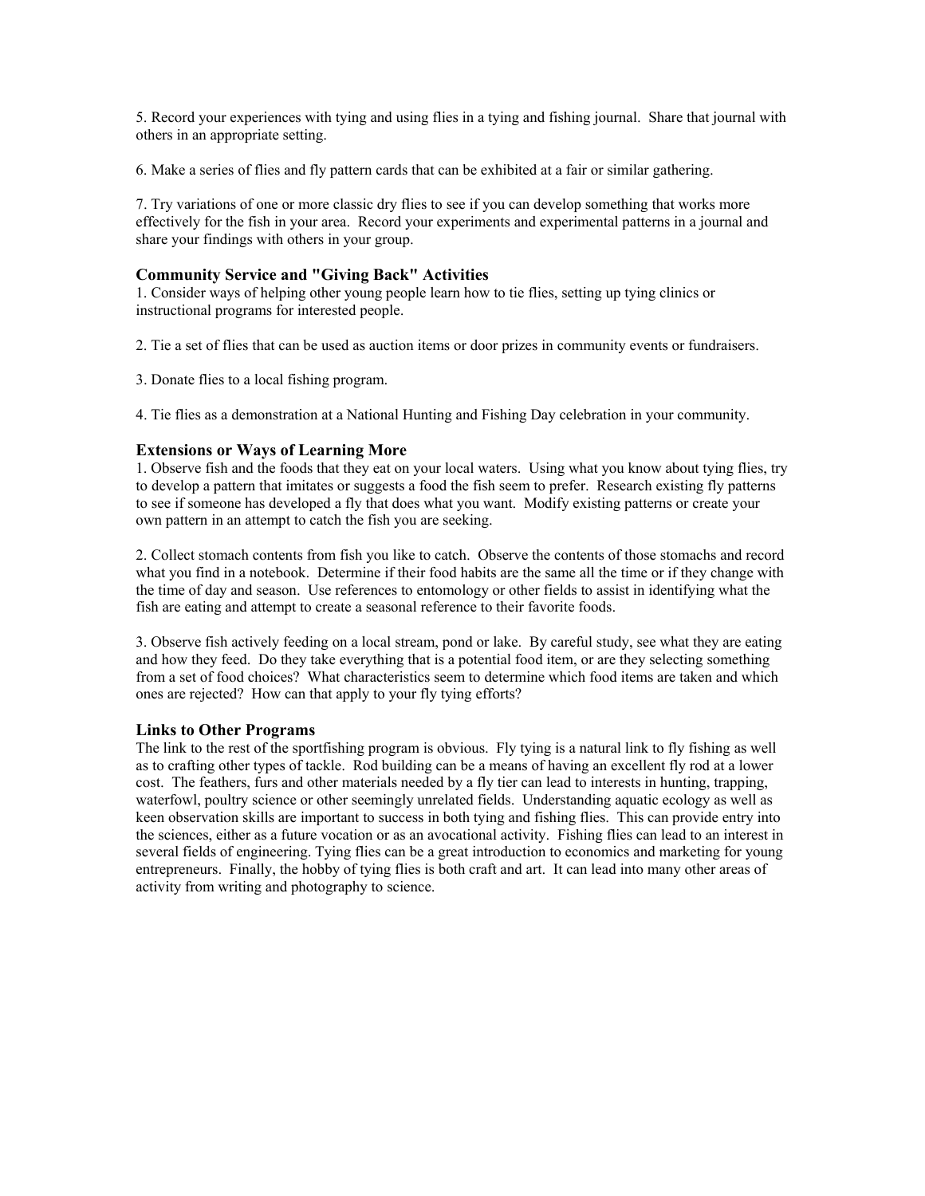5. Record your experiences with tying and using flies in a tying and fishing journal. Share that journal with others in an appropriate setting.

6. Make a series of flies and fly pattern cards that can be exhibited at a fair or similar gathering.

7. Try variations of one or more classic dry flies to see if you can develop something that works more effectively for the fish in your area. Record your experiments and experimental patterns in a journal and share your findings with others in your group.

### Community Service and "Giving Back" Activities

1. Consider ways of helping other young people learn how to tie flies, setting up tying clinics or instructional programs for interested people.

2. Tie a set of flies that can be used as auction items or door prizes in community events or fundraisers.

3. Donate flies to a local fishing program.

4. Tie flies as a demonstration at a National Hunting and Fishing Day celebration in your community.

### Extensions or Ways of Learning More

1. Observe fish and the foods that they eat on your local waters. Using what you know about tying flies, try to develop a pattern that imitates or suggests a food the fish seem to prefer. Research existing fly patterns to see if someone has developed a fly that does what you want. Modify existing patterns or create your own pattern in an attempt to catch the fish you are seeking.

2. Collect stomach contents from fish you like to catch. Observe the contents of those stomachs and record what you find in a notebook. Determine if their food habits are the same all the time or if they change with the time of day and season. Use references to entomology or other fields to assist in identifying what the fish are eating and attempt to create a seasonal reference to their favorite foods.

3. Observe fish actively feeding on a local stream, pond or lake. By careful study, see what they are eating and how they feed. Do they take everything that is a potential food item, or are they selecting something from a set of food choices? What characteristics seem to determine which food items are taken and which ones are rejected? How can that apply to your fly tying efforts?

### Links to Other Programs

The link to the rest of the sportfishing program is obvious. Fly tying is a natural link to fly fishing as well as to crafting other types of tackle. Rod building can be a means of having an excellent fly rod at a lower cost. The feathers, furs and other materials needed by a fly tier can lead to interests in hunting, trapping, waterfowl, poultry science or other seemingly unrelated fields. Understanding aquatic ecology as well as keen observation skills are important to success in both tying and fishing flies. This can provide entry into the sciences, either as a future vocation or as an avocational activity. Fishing flies can lead to an interest in several fields of engineering. Tying flies can be a great introduction to economics and marketing for young entrepreneurs. Finally, the hobby of tying flies is both craft and art. It can lead into many other areas of activity from writing and photography to science.